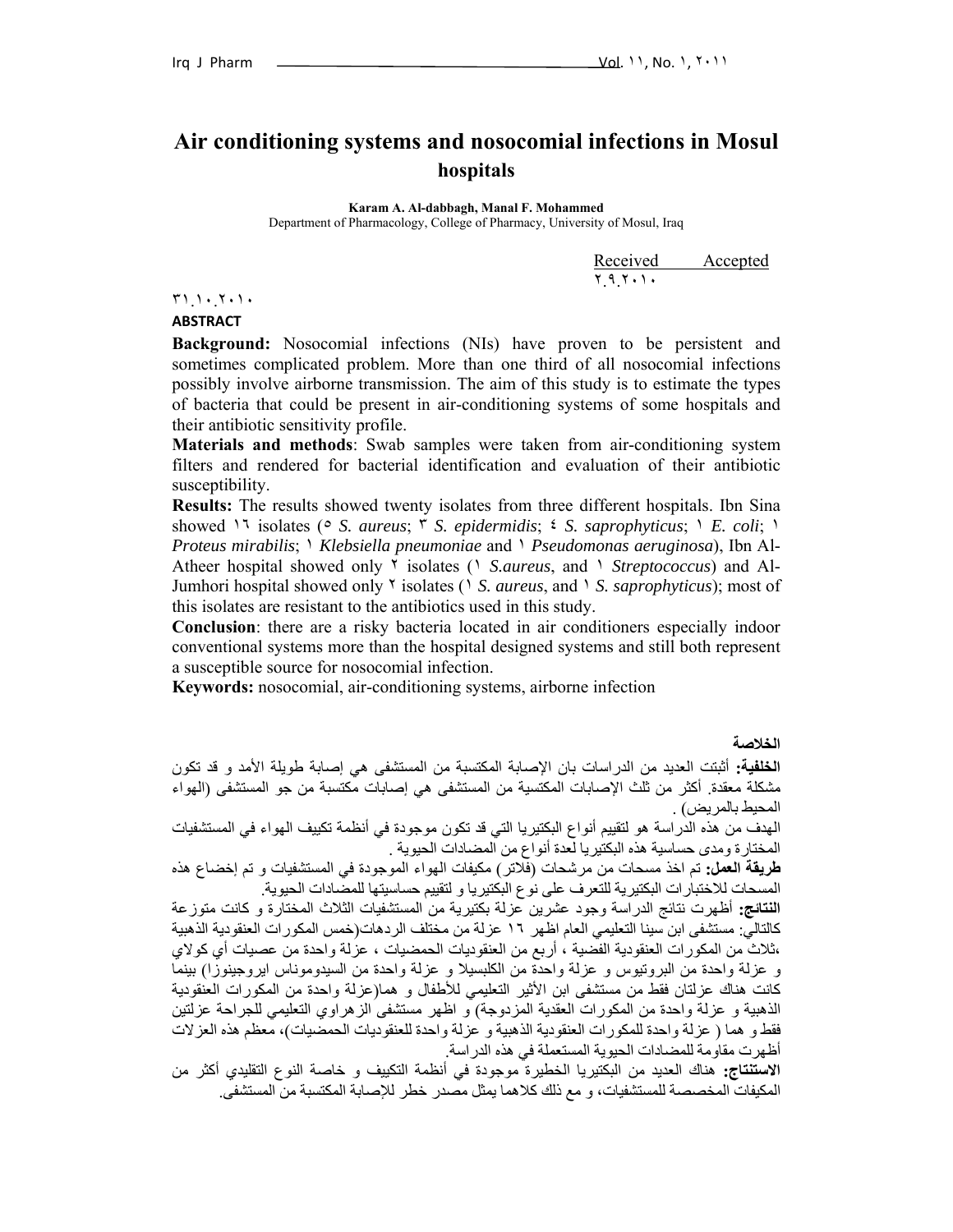# Air conditioning systems and nosocomial infections in Mosul hospitals

**Karam A. Al-dabbagh, Manal F. Mohammed**
Department of Pharmacology, College of Pharmacy, University of Mosul, Iraq

Received ٢٩.٩.٢٠١٠ Accepted ٣١.١٠.٢٠١٠

**ABSTRACT**

**Background:** Nosocomial infections (NIs) have proven to be persistent and sometimes complicated problem. More than one third of all nosocomial infections possibly involve airborne transmission. The aim of this study is to estimate the types of bacteria that could be present in air-conditioning systems of some hospitals and their antibiotic sensitivity profile.

**Materials and methods**: Swab samples were taken from air-conditioning system filters and rendered for bacterial identification and evaluation of their antibiotic susceptibility.

**Results:** The results showed twenty isolates from three different hospitals. Ibn Sina showed ١٦ isolates (٥ *S. aureus*; ٣ *S. epidermidis*; ٤ *S. saprophyticus*; ١ *E. coli*; ١ *Proteus mirabilis*; ١ *Klebsiella pneumoniae* and ١ *Pseudomonas aeruginosa*), Ibn Al-Atheer hospital showed only ٢ isolates (١ *S.aureus*, and ١ *Streptococcus*) and Al-Jumhori hospital showed only ٢ isolates (١ *S. aureus*, and ١ *S. saprophyticus*); most of this isolates are resistant to the antibiotics used in this study.

**Conclusion**: there are a risky bacteria located in air conditioners especially indoor conventional systems more than the hospital designed systems and still both represent a susceptible source for nosocomial infection.

**Keywords:** nosocomial, air-conditioning systems, airborne infection

**الخلاصة**

**الخلفية:** أثبتت العديد من الدراسات بان الإصابة المكتسبة من المستشفى هي إصابة طويلة الأمد و قد تكون مشكلة معقدة. أكثر من ثلث الإصابات المكتسبة من المستشفى هي إصابات مكتسبة من جو المستشفى (الهواء المحيط بالمريض) .

الهدف من هذه الدراسة هو لتقييم أنواع البكتيريا التي قد تكون موجودة في أنظمة تكييف الهواء في المستشفيات المختارة ومدى حساسية هذه البكتيريا لعدة أنواع من المضادات الحيوية .

**طريقة العمل:** تم اخذ مسحات من مرشحات (فلاتر) مكيفات الهواء الموجودة في المستشفيات و تم إخضاع هذه المسحات للاختبارات البكتيرية للتعرف على نوع البكتيريا و لتقييم حساسيتها للمضادات الحيوية.

**النتائج:** أظهرت نتائج الدراسة وجود عشرين عزلة بكتيرية من المستشفيات الثلاث المختارة و كانت متوزعة كالتالي: مستشفى ابن سينا التعليمي العام اظهر ١٦ عزلة من مختلف الردهات(خمس المكورات العنقودية الذهبية ،ثلاث من المكورات العنقودية الفضية ، أربع من العنقوديات الحمضيات ، عزلة واحدة من عصيات أي كولاي و عزلة واحدة من البروتيوس و عزلة واحدة من الكلبسيلا و عزلة واحدة من السيدوموناس ايروجينوزا) بينما كانت هناك عزلتان فقط من مستشفى ابن الأثير التعليمي للأطفال و هما(عزلة واحدة من المكورات العنقودية الذهبية و عزلة واحدة من المكورات العقدية المزدوجة) و اظهر مستشفى الزهراوي التعليمي للجراحة عزلتين فقط و هما ( عزلة واحدة للمكورات العنقودية الذهبية و عزلة واحدة للعنقوديات الحمضيات)، معظم هذه العزلات أظهرت مقاومة للمضادات الحيوية المستعملة في هذه الدراسة.

**الاستنتاج:** هناك العديد من البكتيريا الخطيرة موجودة في أنظمة التكييف و خاصة النوع التقليدي أكثر من المكيفات المخصصة للمستشفيات، و مع ذلك كلاهما يمثل مصدر خطر للإصابة المكتسبة من المستشفى.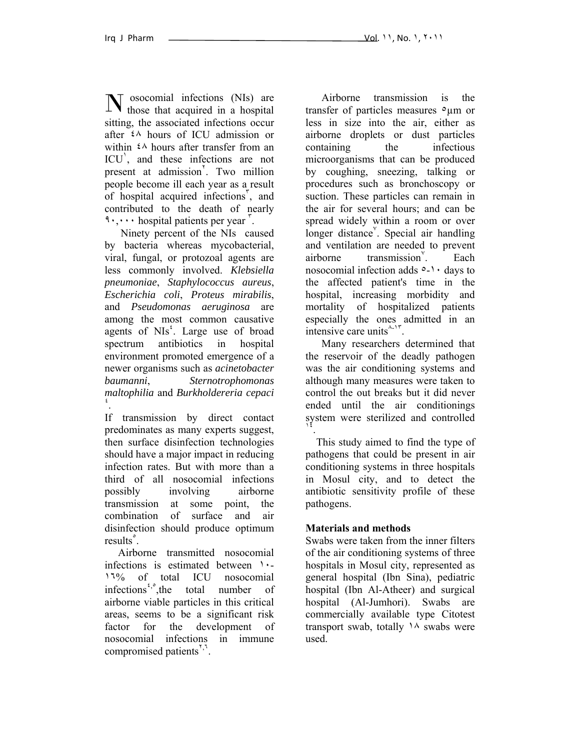Nosocomial infections (NIs) are those that acquired in a hospital sitting, the associated infections occur after ٤٨ hours of ICU admission or within ٤٨ hours after transfer from an ICU[١], and these infections are not present at admission[٢]. Two million people become ill each year as a result of hospital acquired infections[٣], and contributed to the death of nearly ٩٠,٠٠٠ hospital patients per year [٣].

Ninety percent of the NIs caused by bacteria whereas mycobacterial, viral, fungal, or protozoal agents are less commonly involved. *Klebsiella pneumoniae*, *Staphylococcus aureus*, *Escherichia coli*, *Proteus mirabilis*, and *Pseudomonas aeruginosa* are among the most common causative agents of NIs[٤]. Large use of broad spectrum antibiotics in hospital environment promoted emergence of a newer organisms such as *acinetobacter baumanni*, *Sternotrophomonas maltophilia* and *Burkholdereria cepaci* [٤].

If transmission by direct contact predominates as many experts suggest, then surface disinfection technologies should have a major impact in reducing infection rates. But with more than a third of all nosocomial infections possibly involving airborne transmission at some point, the combination of surface and air disinfection should produce optimum results[٥].

Airborne transmitted nosocomial infections is estimated between ١٠-١٦% of total ICU nosocomial infections[٤,٥],the total number of airborne viable particles in this critical areas, seems to be a significant risk factor for the development of nosocomial infections in immune compromised patients[٢,٦].

Airborne transmission is the transfer of particles measures ٥μm or less in size into the air, either as airborne droplets or dust particles containing the infectious microorganisms that can be produced by coughing, sneezing, talking or procedures such as bronchoscopy or suction. These particles can remain in the air for several hours; and can be spread widely within a room or over longer distance[٧]. Special air handling and ventilation are needed to prevent airborne transmission[٧]. Each nosocomial infection adds ٥-١٠ days to the affected patient's time in the hospital, increasing morbidity and mortality of hospitalized patients especially the ones admitted in an intensive care units[٨-١٣].

Many researchers determined that the reservoir of the deadly pathogen was the air conditioning systems and although many measures were taken to control the out breaks but it did never ended until the air conditionings system were sterilized and controlled [١٤].

This study aimed to find the type of pathogens that could be present in air conditioning systems in three hospitals in Mosul city, and to detect the antibiotic sensitivity profile of these pathogens.

**Materials and methods**

Swabs were taken from the inner filters of the air conditioning systems of three hospitals in Mosul city, represented as general hospital (Ibn Sina), pediatric hospital (Ibn Al-Atheer) and surgical hospital (Al-Jumhori). Swabs are commercially available type Citotest transport swab, totally ١٨ swabs were used.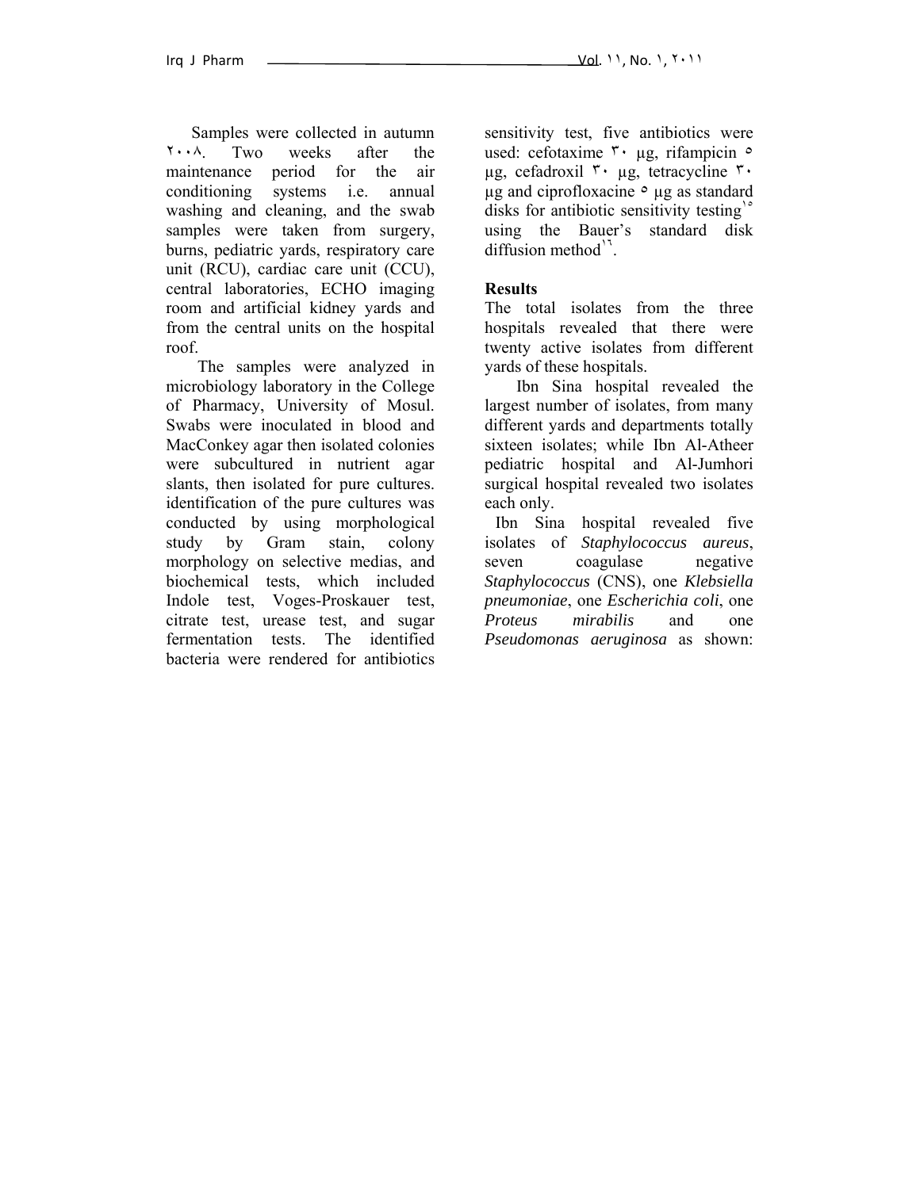Samples were collected in autumn ٢٠٠٨. Two weeks after the maintenance period for the air conditioning systems i.e. annual washing and cleaning, and the swab samples were taken from surgery, burns, pediatric yards, respiratory care unit (RCU), cardiac care unit (CCU), central laboratories, ECHO imaging room and artificial kidney yards and from the central units on the hospital roof.

The samples were analyzed in microbiology laboratory in the College of Pharmacy, University of Mosul. Swabs were inoculated in blood and MacConkey agar then isolated colonies were subcultured in nutrient agar slants, then isolated for pure cultures. identification of the pure cultures was conducted by using morphological study by Gram stain, colony morphology on selective medias, and biochemical tests, which included Indole test, Voges-Proskauer test, citrate test, urease test, and sugar fermentation tests. The identified bacteria were rendered for antibiotics sensitivity test, five antibiotics were used: cefotaxime ٣٠ µg, rifampicin ٥ µg, cefadroxil ٣٠ µg, tetracycline ٣٠ µg and ciprofloxacine ٥ µg as standard disks for antibiotic sensitivity testing[١٥] using the Bauer's standard disk diffusion method[١٦].

**Results**

The total isolates from the three hospitals revealed that there were twenty active isolates from different yards of these hospitals.

Ibn Sina hospital revealed the largest number of isolates, from many different yards and departments totally sixteen isolates; while Ibn Al-Atheer pediatric hospital and Al-Jumhori surgical hospital revealed two isolates each only.

Ibn Sina hospital revealed five isolates of *Staphylococcus aureus*, seven coagulase negative *Staphylococcus* (CNS), one *Klebsiella pneumoniae*, one *Escherichia coli*, one *Proteus mirabilis* and one *Pseudomonas aeruginosa* as shown: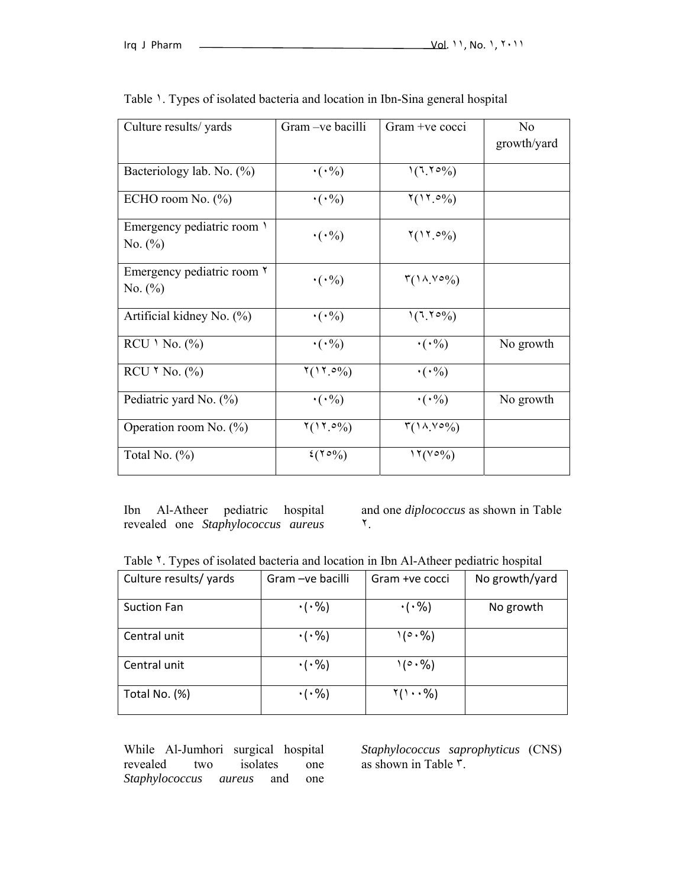Table ١. Types of isolated bacteria and location in Ibn-Sina general hospital

| Culture results/ yards | Gram –ve bacilli | Gram +ve cocci | No growth/yard |
|---|---|---|---|
| Bacteriology lab. No. (%) | ٠(٠%) | ١(٦.٢٥%) | |
| ECHO room No. (%) | ٠(٠%) | ٢(١٢.٥%) | |
| Emergency pediatric room ١ No. (%) | ٠(٠%) | ٢(١٢.٥%) | |
| Emergency pediatric room ٢ No. (%) | ٠(٠%) | ٣(١٨.٧٥%) | |
| Artificial kidney No. (%) | ٠(٠%) | ١(٦.٢٥%) | |
| RCU ١ No. (%) | ٠(٠%) | ٠(٠%) | No growth |
| RCU ٢ No. (%) | ٢(١٢.٥%) | ٠(٠%) | |
| Pediatric yard No. (%) | ٠(٠%) | ٠(٠%) | No growth |
| Operation room No. (%) | ٢(١٢.٥%) | ٣(١٨.٧٥%) | |
| Total No. (%) | ٤(٢٥%) | ١٢(٧٥%) | |

Ibn Al-Atheer pediatric hospital revealed one *Staphylococcus aureus* and one *diplococcus* as shown in Table ٢.

Table ٢. Types of isolated bacteria and location in Ibn Al-Atheer pediatric hospital

| Culture results/ yards | Gram –ve bacilli | Gram +ve cocci | No growth/yard |
|---|---|---|---|
| Suction Fan | ٠(٠%) | ٠(٠%) | No growth |
| Central unit | ٠(٠%) | ١(٥٠%) | |
| Central unit | ٠(٠%) | ١(٥٠%) | |
| Total No. (%) | ٠(٠%) | ٢(١٠٠%) | |

While Al-Jumhori surgical hospital revealed two isolates one *Staphylococcus aureus* and one *Staphylococcus saprophyticus* (CNS) as shown in Table ٣.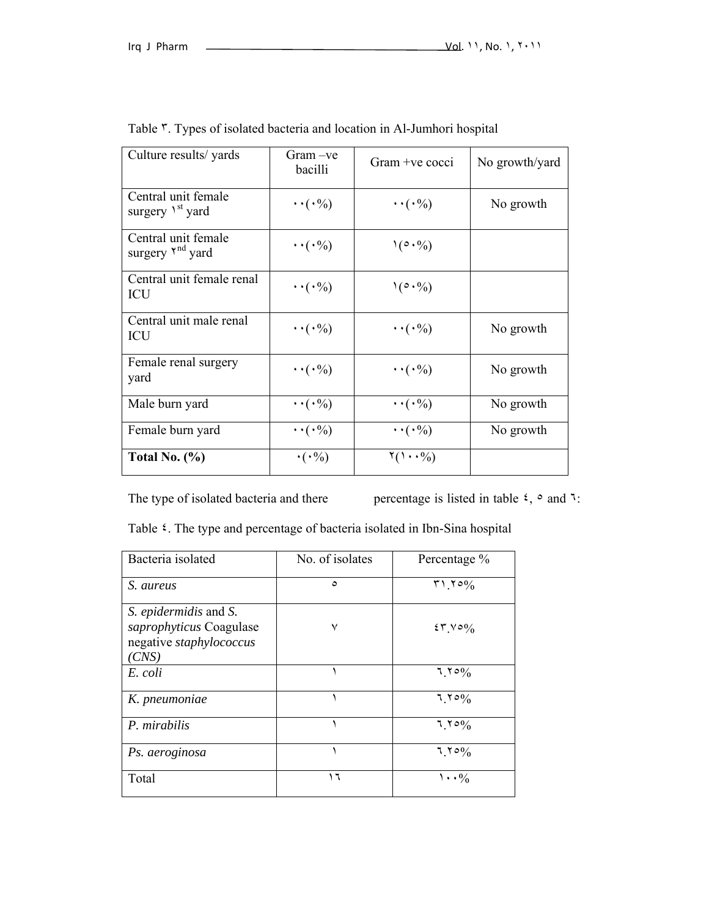Table ٣. Types of isolated bacteria and location in Al-Jumhori hospital

| Culture results/ yards | Gram –ve bacilli | Gram +ve cocci | No growth/yard |
|---|---|---|---|
| Central unit female surgery ١st yard | ٠٠(٠%) | ٠٠(٠%) | No growth |
| Central unit female surgery ٢nd yard | ٠٠(٠%) | ١(٥٠%) | |
| Central unit female renal ICU | ٠٠(٠%) | ١(٥٠%) | |
| Central unit male renal ICU | ٠٠(٠%) | ٠٠(٠%) | No growth |
| Female renal surgery yard | ٠٠(٠%) | ٠٠(٠%) | No growth |
| Male burn yard | ٠٠(٠%) | ٠٠(٠%) | No growth |
| Female burn yard | ٠٠(٠%) | ٠٠(٠%) | No growth |
| **Total No. (%)** | ٠(٠%) | ٢(١٠٠%) | |

The type of isolated bacteria and there percentage is listed in table ٤, ٥ and ٦:

Table ٤. The type and percentage of bacteria isolated in Ibn-Sina hospital

| Bacteria isolated | No. of isolates | Percentage % |
|---|---|---|
| *S. aureus* | ٥ | ٣١.٢٥% |
| *S. epidermidis* and *S. saprophyticus* Coagulase negative *staphylococcus (CNS)* | ٧ | ٤٣.٧٥% |
| *E. coli* | ١ | ٦.٢٥% |
| *K. pneumoniae* | ١ | ٦.٢٥% |
| *P. mirabilis* | ١ | ٦.٢٥% |
| *Ps. aeroginosa* | ١ | ٦.٢٥% |
| Total | ١٦ | ١٠٠% |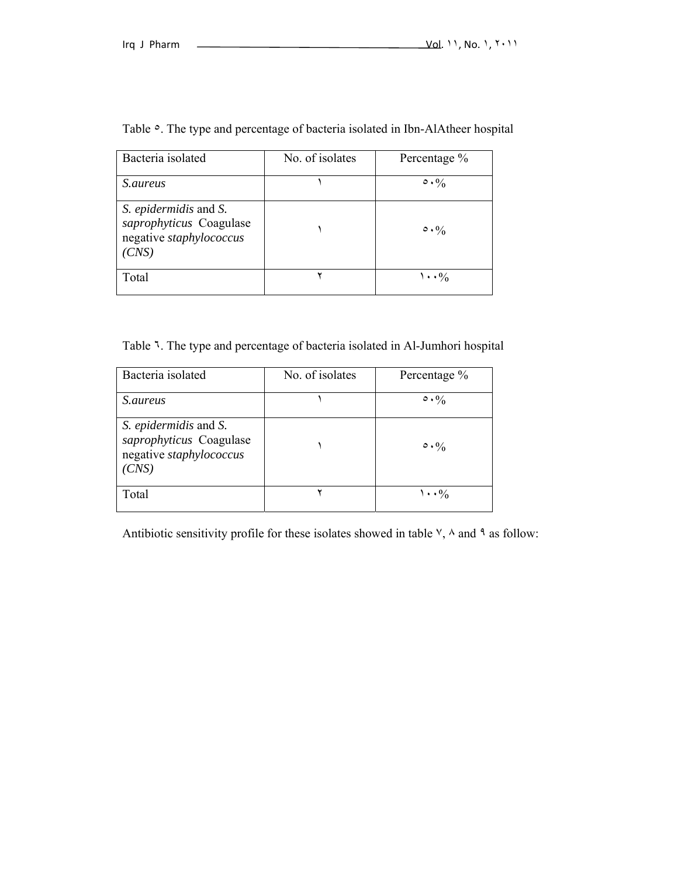Table ٥. The type and percentage of bacteria isolated in Ibn-AlAtheer hospital

| Bacteria isolated | No. of isolates | Percentage % |
|---|---|---|
| *S.aureus* | ١ | ٥٠% |
| *S. epidermidis* and *S. saprophyticus* Coagulase negative *staphylococcus (CNS)* | ١ | ٥٠% |
| Total | ٢ | ١٠٠% |

Table ٦. The type and percentage of bacteria isolated in Al-Jumhori hospital

| Bacteria isolated | No. of isolates | Percentage % |
|---|---|---|
| *S.aureus* | ١ | ٥٠% |
| *S. epidermidis* and *S. saprophyticus* Coagulase negative *staphylococcus (CNS)* | ١ | ٥٠% |
| Total | ٢ | ١٠٠% |

Antibiotic sensitivity profile for these isolates showed in table ٧, ٨ and ٩ as follow: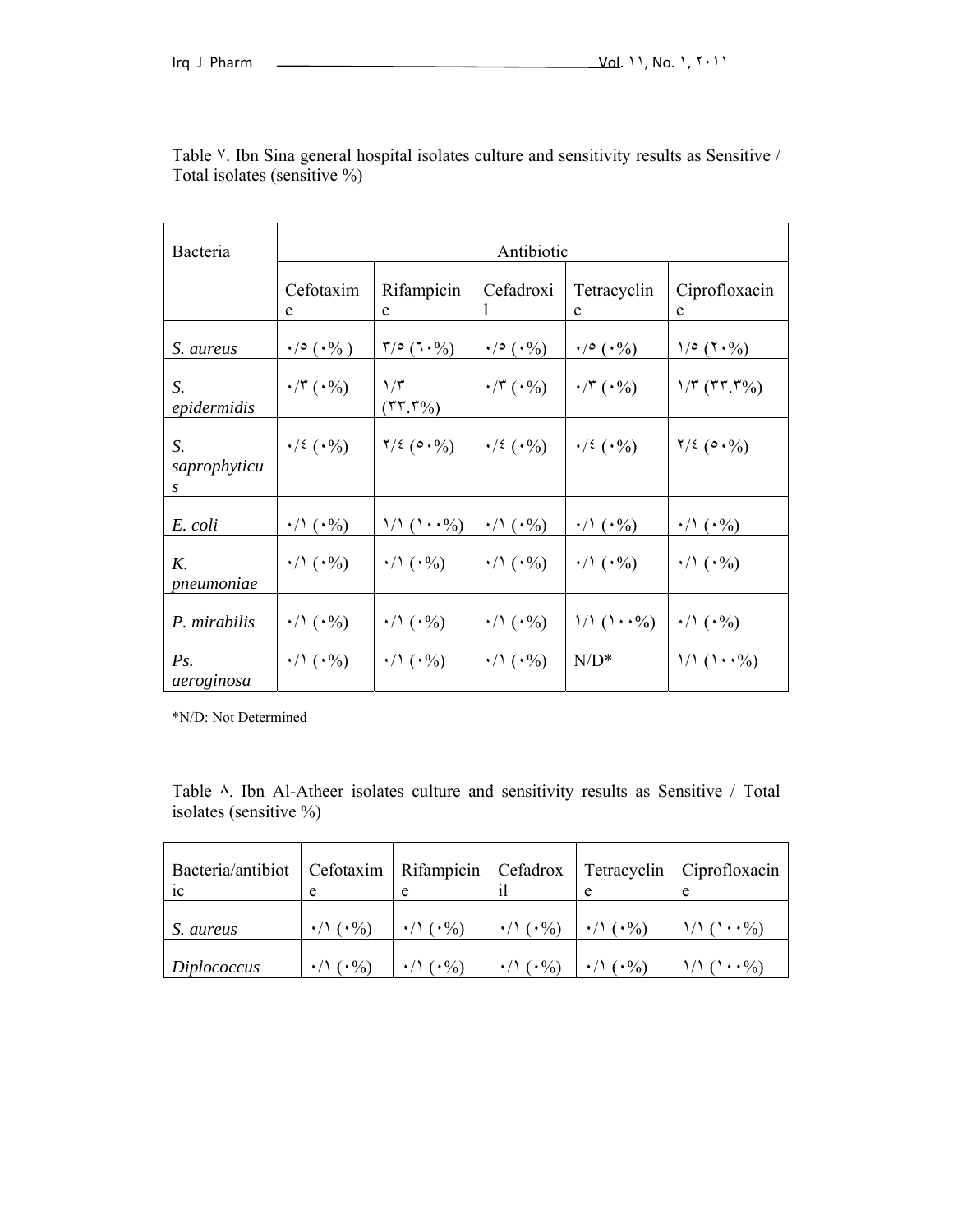Table ٧. Ibn Sina general hospital isolates culture and sensitivity results as Sensitive / Total isolates (sensitive %)

| Bacteria | Antibiotic | | | | |
|---|---|---|---|---|---|
| | Cefotaxime | Rifampicine | Cefadroxil | Tetracycline | Ciprofloxacine |
| *S. aureus* | ٠/٥ (٠% ) | ٣/٥ (٦٠%) | ٠/٥ (٠%) | ٠/٥ (٠%) | ١/٥ (٢٠%) |
| *S. epidermidis* | ٠/٣ (٠%) | ١/٣ (٣٣.٣%) | ٠/٣ (٠%) | ٠/٣ (٠%) | ١/٣ (٣٣.٣%) |
| *S. saprophyticus* | ٠/٤ (٠%) | ٢/٤ (٥٠%) | ٠/٤ (٠%) | ٠/٤ (٠%) | ٢/٤ (٥٠%) |
| *E. coli* | ٠/١ (٠%) | ١/١ (١٠٠%) | ٠/١ (٠%) | ٠/١ (٠%) | ٠/١ (٠%) |
| *K. pneumoniae* | ٠/١ (٠%) | ٠/١ (٠%) | ٠/١ (٠%) | ٠/١ (٠%) | ٠/١ (٠%) |
| *P. mirabilis* | ٠/١ (٠%) | ٠/١ (٠%) | ٠/١ (٠%) | ١/١ (١٠٠%) | ٠/١ (٠%) |
| *Ps. aeroginosa* | ٠/١ (٠%) | ٠/١ (٠%) | ٠/١ (٠%) | N/D* | ١/١ (١٠٠%) |

*N/D: Not Determined

Table ٨. Ibn Al-Atheer isolates culture and sensitivity results as Sensitive / Total isolates (sensitive %)

| Bacteria/antibiotic | Cefotaxime | Rifampicine | Cefadroxil | Tetracycline | Ciprofloxacine |
|---|---|---|---|---|---|
| *S. aureus* | ٠/١ (٠%) | ٠/١ (٠%) | ٠/١ (٠%) | ٠/١ (٠%) | ١/١ (١٠٠%) |
| *Diplococcus* | ٠/١ (٠%) | ٠/١ (٠%) | ٠/١ (٠%) | ٠/١ (٠%) | ١/١ (١٠٠%) |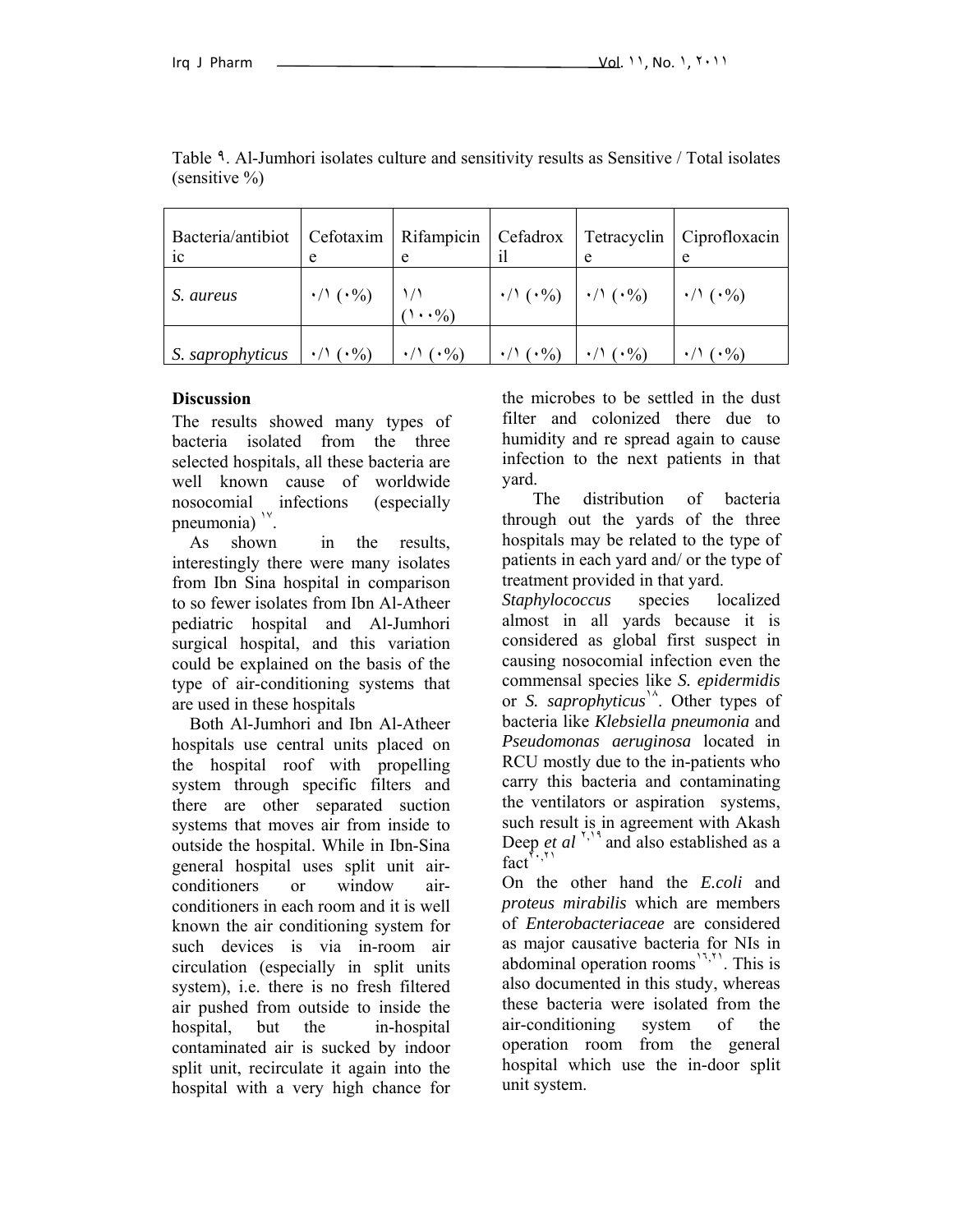Table ٩. Al-Jumhori isolates culture and sensitivity results as Sensitive / Total isolates (sensitive %)

| Bacteria/antibiotic | Cefotaxime | Rifampicine | Cefadroxil | Tetracycline | Ciprofloxacine |
|---|---|---|---|---|---|
| *S. aureus* | ٠/١ (٠%) | ١/١ (١٠٠%) | ٠/١ (٠%) | ٠/١ (٠%) | ٠/١ (٠%) |
| *S. saprophyticus* | ٠/١ (٠%) | ٠/١ (٠%) | ٠/١ (٠%) | ٠/١ (٠%) | ٠/١ (٠%) |

**Discussion**

The results showed many types of bacteria isolated from the three selected hospitals, all these bacteria are well known cause of worldwide nosocomial infections (especially pneumonia) [١٧].

As shown in the results, interestingly there were many isolates from Ibn Sina hospital in comparison to so fewer isolates from Ibn Al-Atheer pediatric hospital and Al-Jumhori surgical hospital, and this variation could be explained on the basis of the type of air-conditioning systems that are used in these hospitals

Both Al-Jumhori and Ibn Al-Atheer hospitals use central units placed on the hospital roof with propelling system through specific filters and there are other separated suction systems that moves air from inside to outside the hospital. While in Ibn-Sina general hospital uses split unit air-conditioners or window air-conditioners in each room and it is well known the air conditioning system for such devices is via in-room air circulation (especially in split units system), i.e. there is no fresh filtered air pushed from outside to inside the hospital, but the in-hospital contaminated air is sucked by indoor split unit, recirculate it again into the hospital with a very high chance for the microbes to be settled in the dust filter and colonized there due to humidity and re spread again to cause infection to the next patients in that yard.

The distribution of bacteria through out the yards of the three hospitals may be related to the type of patients in each yard and/ or the type of treatment provided in that yard.

*Staphylococcus* species localized almost in all yards because it is considered as global first suspect in causing nosocomial infection even the commensal species like *S. epidermidis* or *S. saprophyticus*[١٨]. Other types of bacteria like *Klebsiella pneumonia* and *Pseudomonas aeruginosa* located in RCU mostly due to the in-patients who carry this bacteria and contaminating the ventilators or aspiration systems, such result is in agreement with Akash Deep *et al* [٢,١٩] and also established as a fact[٢٠,٢١]

On the other hand the *E.coli* and *proteus mirabilis* which are members of *Enterobacteriaceae* are considered as major causative bacteria for NIs in abdominal operation rooms[١٦,٢١]. This is also documented in this study, whereas these bacteria were isolated from the air-conditioning system of the operation room from the general hospital which use the in-door split unit system.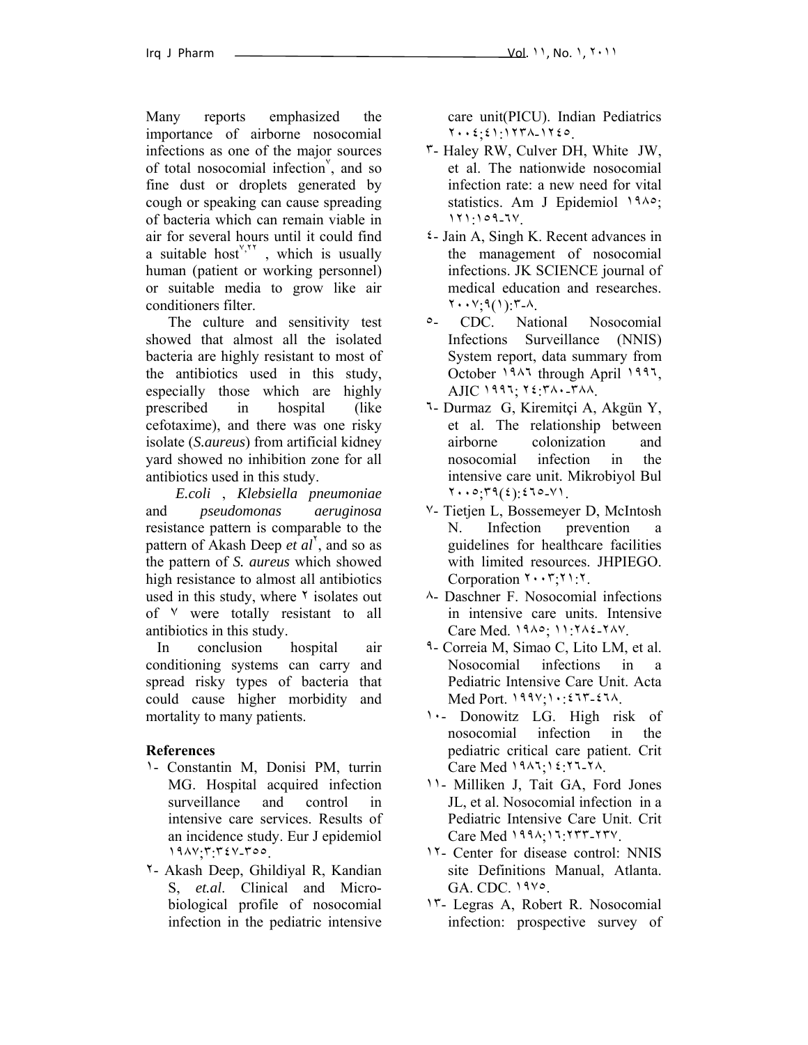Many reports emphasized the importance of airborne nosocomial infections as one of the major sources of total nosocomial infection[٧], and so fine dust or droplets generated by cough or speaking can cause spreading of bacteria which can remain viable in air for several hours until it could find a suitable host[٧,٢٢] , which is usually human (patient or working personnel) or suitable media to grow like air conditioners filter.

The culture and sensitivity test showed that almost all the isolated bacteria are highly resistant to most of the antibiotics used in this study, especially those which are highly prescribed in hospital (like cefotaxime), and there was one risky isolate (*S.aureus*) from artificial kidney yard showed no inhibition zone for all antibiotics used in this study.

*E.coli* , *Klebsiella pneumoniae* and *pseudomonas aeruginosa* resistance pattern is comparable to the pattern of Akash Deep *et al*[٢], and so as the pattern of *S. aureus* which showed high resistance to almost all antibiotics used in this study, where ٢ isolates out of ٧ were totally resistant to all antibiotics in this study.

In conclusion hospital air conditioning systems can carry and spread risky types of bacteria that could cause higher morbidity and mortality to many patients.

## References

١- Constantin M, Donisi PM, turrin MG. Hospital acquired infection surveillance and control in intensive care services. Results of an incidence study. Eur J epidemiol ١٩٨٧;٣:٣٤٧-٣٥٥.

٢- Akash Deep, Ghildiyal R, Kandian S, *et.al*. Clinical and Micro-biological profile of nosocomial infection in the pediatric intensive care unit(PICU). Indian Pediatrics ٢٠٠٤;٤١:١٢٣٨-١٢٤٥.

٣- Haley RW, Culver DH, White JW, et al. The nationwide nosocomial infection rate: a new need for vital statistics. Am J Epidemiol ١٩٨٥; ١٢١:١٥٩-٦٧.

٤- Jain A, Singh K. Recent advances in the management of nosocomial infections. JK SCIENCE journal of medical education and researches. ٢٠٠٧;٩(١):٣-٨.

٥- CDC. National Nosocomial Infections Surveillance (NNIS) System report, data summary from October ١٩٨٦ through April ١٩٩٦, AJIC ١٩٩٦; ٢٤:٣٨٠-٣٨٨.

٦- Durmaz G, Kiremitçi A, Akgün Y, et al. The relationship between airborne colonization and nosocomial infection in the intensive care unit. Mikrobiyol Bul ٢٠٠٥;٣٩(٤):٤٦٥-٧١.

٧- Tietjen L, Bossemeyer D, McIntosh N. Infection prevention a guidelines for healthcare facilities with limited resources. JHPIEGO. Corporation ٢٠٠٣;٢١:٢.

٨- Daschner F. Nosocomial infections in intensive care units. Intensive Care Med. ١٩٨٥; ١١:٢٨٤-٢٨٧.

٩- Correia M, Simao C, Lito LM, et al. Nosocomial infections in a Pediatric Intensive Care Unit. Acta Med Port. ١٩٩٧;١٠:٤٦٣-٤٦٨.

١٠- Donowitz LG. High risk of nosocomial infection in the pediatric critical care patient. Crit Care Med ١٩٨٦;١٤:٢٦-٢٨.

١١- Milliken J, Tait GA, Ford Jones JL, et al. Nosocomial infection in a Pediatric Intensive Care Unit. Crit Care Med ١٩٩٨;١٦:٢٣٣-٢٣٧.

١٢- Center for disease control: NNIS site Definitions Manual, Atlanta. GA. CDC. ١٩٧٥.

١٣- Legras A, Robert R. Nosocomial infection: prospective survey of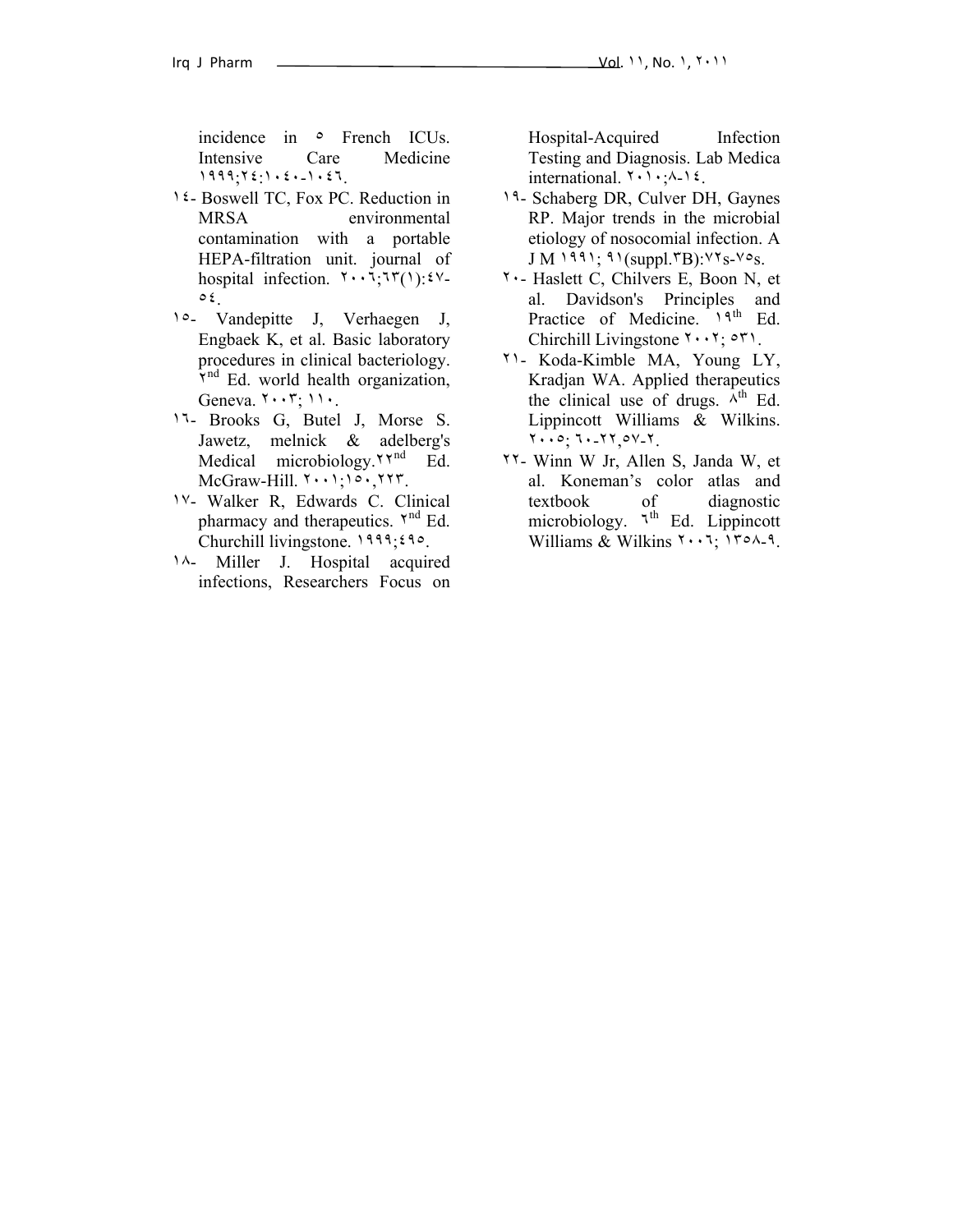incidence in ٥ French ICUs. Intensive Care Medicine ١٩٩٩;٢٤:١٠٤٠-١٠٤٦.

١٤- Boswell TC, Fox PC. Reduction in MRSA environmental contamination with a portable HEPA-filtration unit. journal of hospital infection. ٢٠٠٦;٦٣(١):٤٧-٥٤.

١٥- Vandepitte J, Verhaegen J, Engbaek K, et al. Basic laboratory procedures in clinical bacteriology. ٢nd Ed. world health organization, Geneva. ٢٠٠٣; ١١٠.

١٦- Brooks G, Butel J, Morse S. Jawetz, melnick & adelberg's Medical microbiology.٢٢nd Ed. McGraw-Hill. ٢٠٠١;١٥٠,٢٢٣.

١٧- Walker R, Edwards C. Clinical pharmacy and therapeutics. ٢nd Ed. Churchill livingstone. ١٩٩٩;٤٩٥.

١٨- Miller J. Hospital acquired infections, Researchers Focus on Hospital-Acquired Infection Testing and Diagnosis. Lab Medica international. ٢٠١٠;٨-١٤.

١٩- Schaberg DR, Culver DH, Gaynes RP. Major trends in the microbial etiology of nosocomial infection. A J M ١٩٩١; ٩١(suppl.٣B):٧٢s-٧٥s.

٢٠- Haslett C, Chilvers E, Boon N, et al. Davidson's Principles and Practice of Medicine. ١٩th Ed. Chirchill Livingstone ٢٠٠٢; ٥٣١.

٢١- Koda-Kimble MA, Young LY, Kradjan WA. Applied therapeutics the clinical use of drugs. ٨th Ed. Lippincott Williams & Wilkins. ٢٠٠٥; ٦٠-٢٢,٥٧-٢.

٢٢- Winn W Jr, Allen S, Janda W, et al. Koneman's color atlas and textbook of diagnostic microbiology. ٦th Ed. Lippincott Williams & Wilkins ٢٠٠٦; ١٣٥٨-٩.